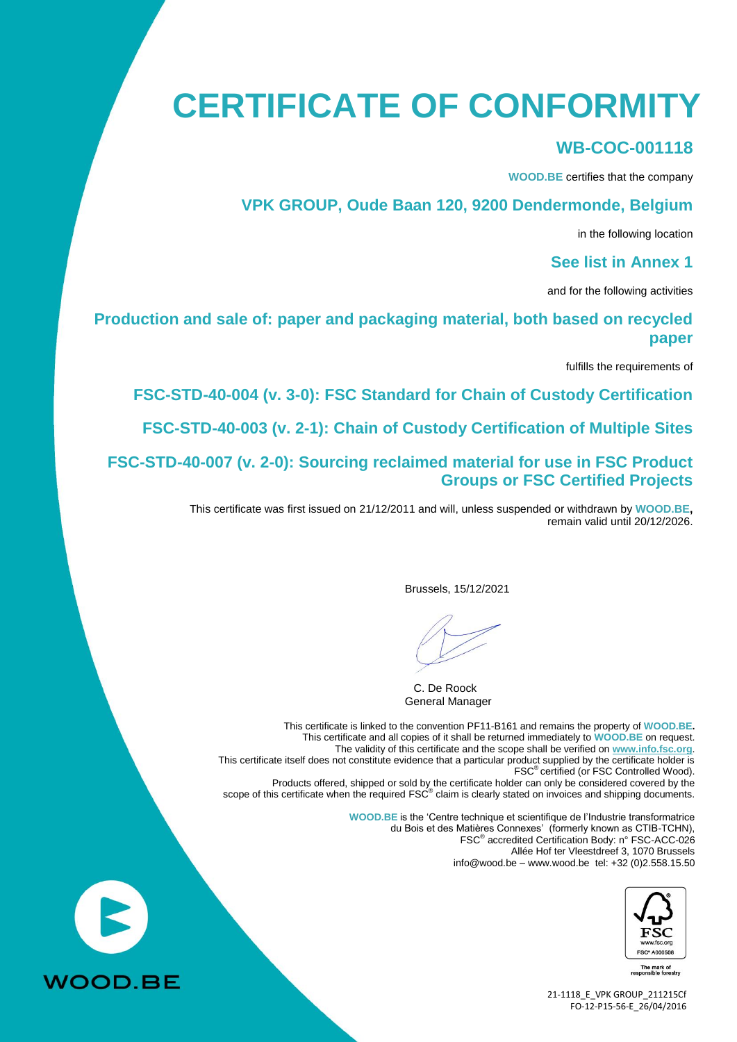# CERTIFICATE OF CONFORMITY

## WB-COC-001118

**WOOD.BE** certifies that the company

## VPK GROUP, Oude Baan 120, 9200 Dendermonde, Belgium

in the following location

## See list in Annex 1

and for the following activities

## Production and sale of: paper and packaging material, both based on recycled paper

fulfills the requirements of

## FSC-STD-40-004 (v. 3-0): FSC Standard for Chain of Custody Certification

## FSC-STD-40-003 (v. 2-1): Chain of Custody Certification of Multiple Sites

## FSC-STD-40-007 (v. 2-0): Sourcing reclaimed material for use in FSC Product Groups or FSC Certified Projects

This certificate was first issued on 21/12/2011 and will, unless suspended or withdrawn by **WOOD.BE**, remain valid until 20/12/2026.

Brussels, 15/12/2021

C. De Roock
General Manager

This certificate is linked to the convention PF11-B161 and remains the property of **WOOD.BE**.
This certificate and all copies of it shall be returned immediately to **WOOD.BE** on request.
The validity of this certificate and the scope shall be verified on www.info.fsc.org.
This certificate itself does not constitute evidence that a particular product supplied by the certificate holder is FSC® certified (or FSC Controlled Wood).
Products offered, shipped or sold by the certificate holder can only be considered covered by the scope of this certificate when the required FSC® claim is clearly stated on invoices and shipping documents.

**WOOD.BE** is the 'Centre technique et scientifique de l'Industrie transformatrice du Bois et des Matières Connexes' (formerly known as CTIB-TCHN),
FSC® accredited Certification Body: n° FSC-ACC-026
Allée Hof ter Vleestdreef 3, 1070 Brussels
info@wood.be – www.wood.be tel: +32 (0)2.558.15.50

FSC
www.fsc.org
FSC® A000508
The mark of responsible forestry

WOOD.BE

21-1118_E_VPK GROUP_211215Cf
FO-12-P15-56-E_26/04/2016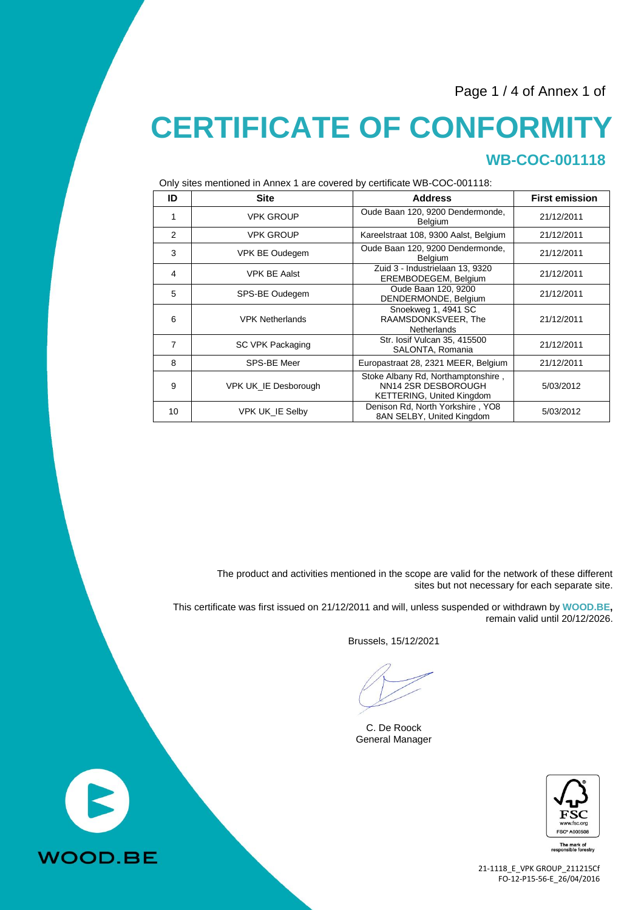# CERTIFICATE OF CONFORMITY

## WB-COC-001118

Only sites mentioned in Annex 1 are covered by certificate WB-COC-001118:

| ID | Site | Address | First emission |
|---|---|---|---|
| 1 | VPK GROUP | Oude Baan 120, 9200 Dendermonde, Belgium | 21/12/2011 |
| 2 | VPK GROUP | Kareelstraat 108, 9300 Aalst, Belgium | 21/12/2011 |
| 3 | VPK BE Oudegem | Oude Baan 120, 9200 Dendermonde, Belgium | 21/12/2011 |
| 4 | VPK BE Aalst | Zuid 3 - Industrielaan 13, 9320 EREMBODEGEM, Belgium | 21/12/2011 |
| 5 | SPS-BE Oudegem | Oude Baan 120, 9200 DENDERMONDE, Belgium | 21/12/2011 |
| 6 | VPK Netherlands | Snoekweg 1, 4941 SC RAAMSDONKSVEER, The Netherlands | 21/12/2011 |
| 7 | SC VPK Packaging | Str. Iosif Vulcan 35, 415500 SALONTA, Romania | 21/12/2011 |
| 8 | SPS-BE Meer | Europastraat 28, 2321 MEER, Belgium | 21/12/2011 |
| 9 | VPK UK_IE Desborough | Stoke Albany Rd, Northamptonshire , NN14 2SR DESBOROUGH KETTERING, United Kingdom | 5/03/2012 |
| 10 | VPK UK_IE Selby | Denison Rd, North Yorkshire , YO8 8AN SELBY, United Kingdom | 5/03/2012 |

The product and activities mentioned in the scope are valid for the network of these different sites but not necessary for each separate site.

This certificate was first issued on 21/12/2011 and will, unless suspended or withdrawn by **WOOD.BE**, remain valid until 20/12/2026.

Brussels, 15/12/2021

C. De Roock
General Manager

WOOD.BE

FSC® A000508
The mark of responsible forestry

21-1118_E_VPK GROUP_211215Cf
FO-12-P15-56-E_26/04/2016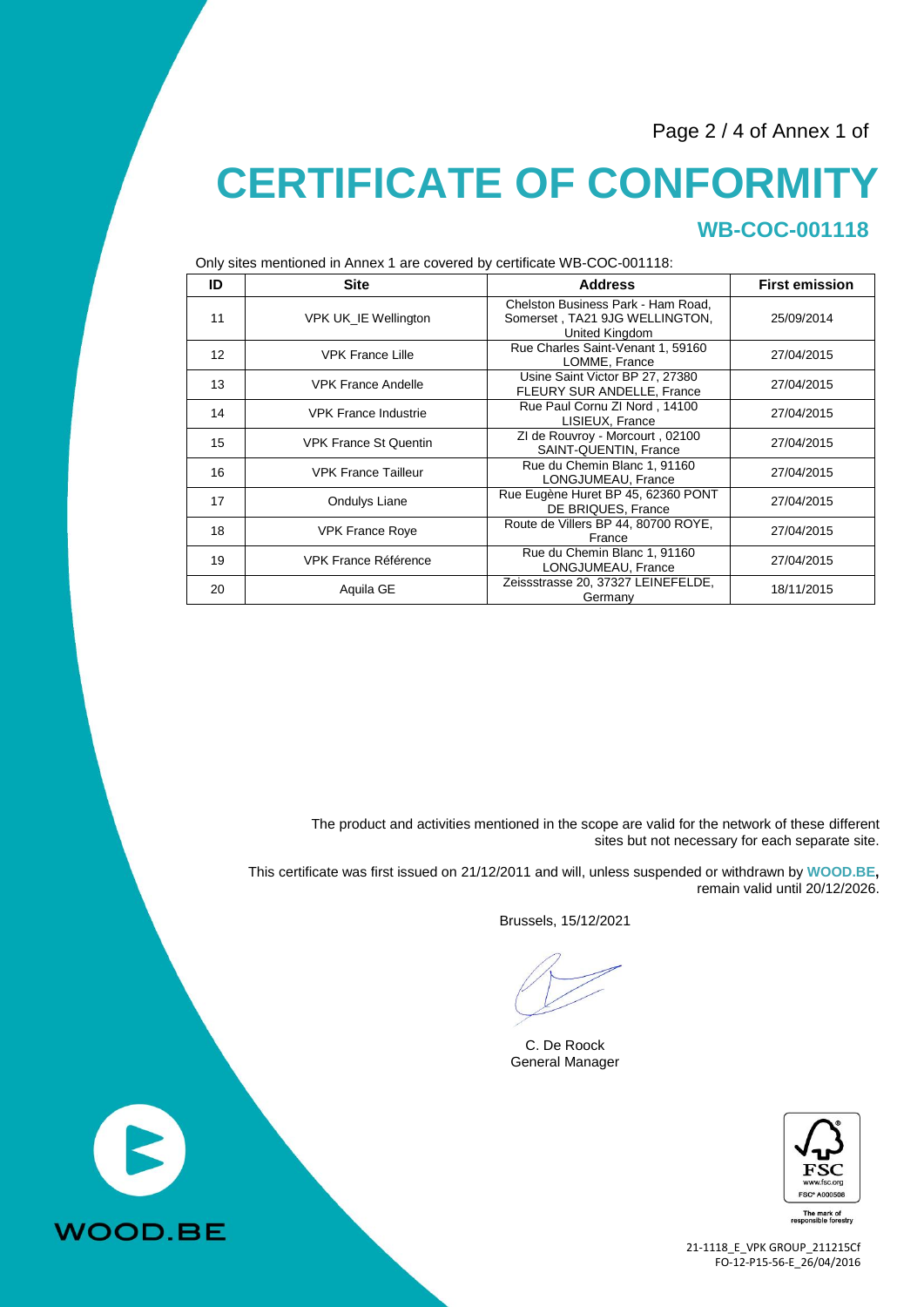Page 2 / 4 of Annex 1 of

# CERTIFICATE OF CONFORMITY

## WB-COC-001118

Only sites mentioned in Annex 1 are covered by certificate WB-COC-001118:

| ID | Site | Address | First emission |
|---|---|---|---|
| 11 | VPK UK_IE Wellington | Chelston Business Park - Ham Road, Somerset , TA21 9JG WELLINGTON, United Kingdom | 25/09/2014 |
| 12 | VPK France Lille | Rue Charles Saint-Venant 1, 59160 LOMME, France | 27/04/2015 |
| 13 | VPK France Andelle | Usine Saint Victor BP 27, 27380 FLEURY SUR ANDELLE, France | 27/04/2015 |
| 14 | VPK France Industrie | Rue Paul Cornu ZI Nord , 14100 LISIEUX, France | 27/04/2015 |
| 15 | VPK France St Quentin | ZI de Rouvroy - Morcourt , 02100 SAINT-QUENTIN, France | 27/04/2015 |
| 16 | VPK France Tailleur | Rue du Chemin Blanc 1, 91160 LONGJUMEAU, France | 27/04/2015 |
| 17 | Ondulys Liane | Rue Eugène Huret BP 45, 62360 PONT DE BRIQUES, France | 27/04/2015 |
| 18 | VPK France Roye | Route de Villers BP 44, 80700 ROYE, France | 27/04/2015 |
| 19 | VPK France Référence | Rue du Chemin Blanc 1, 91160 LONGJUMEAU, France | 27/04/2015 |
| 20 | Aquila GE | Zeissstrasse 20, 37327 LEINEFELDE, Germany | 18/11/2015 |

The product and activities mentioned in the scope are valid for the network of these different sites but not necessary for each separate site.

This certificate was first issued on 21/12/2011 and will, unless suspended or withdrawn by **WOOD.BE**, remain valid until 20/12/2026.

Brussels, 15/12/2021

C. De Roock
General Manager

WOOD.BE

FSC
www.fsc.org
FSC® A000508
The mark of responsible forestry

21-1118_E_VPK GROUP_211215Cf
FO-12-P15-56-E_26/04/2016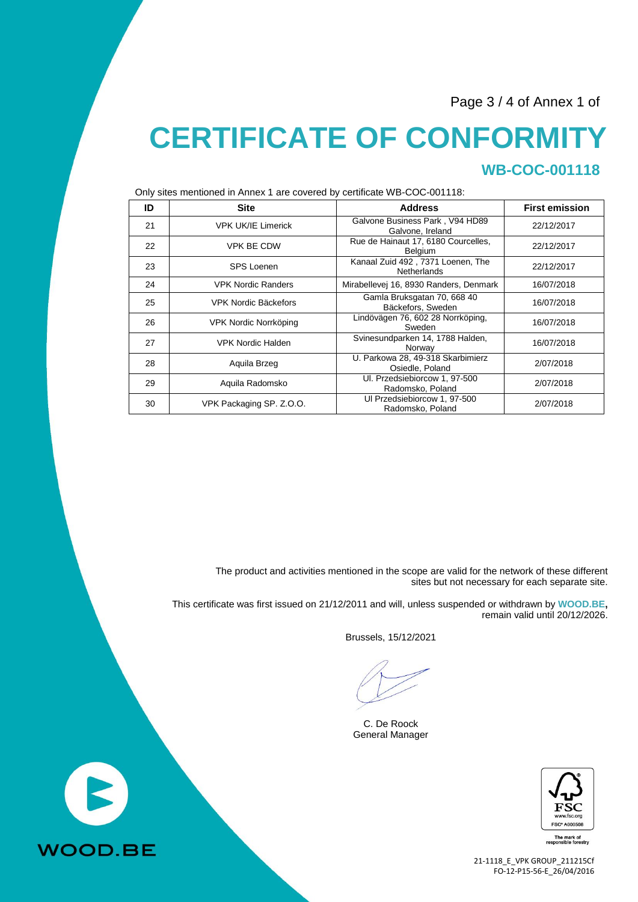Page 3 / 4 of Annex 1 of

# CERTIFICATE OF CONFORMITY

## WB-COC-001118

Only sites mentioned in Annex 1 are covered by certificate WB-COC-001118:

| ID | Site | Address | First emission |
|---|---|---|---|
| 21 | VPK UK/IE Limerick | Galvone Business Park , V94 HD89 Galvone, Ireland | 22/12/2017 |
| 22 | VPK BE CDW | Rue de Hainaut 17, 6180 Courcelles, Belgium | 22/12/2017 |
| 23 | SPS Loenen | Kanaal Zuid 492 , 7371 Loenen, The Netherlands | 22/12/2017 |
| 24 | VPK Nordic Randers | Mirabellevej 16, 8930 Randers, Denmark | 16/07/2018 |
| 25 | VPK Nordic Bäckefors | Gamla Bruksgatan 70, 668 40 Bäckefors, Sweden | 16/07/2018 |
| 26 | VPK Nordic Norrköping | Lindövägen 76, 602 28 Norrköping, Sweden | 16/07/2018 |
| 27 | VPK Nordic Halden | Svinesundparken 14, 1788 Halden, Norway | 16/07/2018 |
| 28 | Aquila Brzeg | U. Parkowa 28, 49-318 Skarbimierz Osiedle, Poland | 2/07/2018 |
| 29 | Aquila Radomsko | Ul. Przedsiebiorcow 1, 97-500 Radomsko, Poland | 2/07/2018 |
| 30 | VPK Packaging SP. Z.O.O. | Ul Przedsiebiorcow 1, 97-500 Radomsko, Poland | 2/07/2018 |

The product and activities mentioned in the scope are valid for the network of these different sites but not necessary for each separate site.

This certificate was first issued on 21/12/2011 and will, unless suspended or withdrawn by **WOOD.BE**, remain valid until 20/12/2026.

Brussels, 15/12/2021

C. De Roock
General Manager

WOOD.BE

FSC www.fsc.org FSC® A000508 The mark of responsible forestry

21-1118_E_VPK GROUP_211215Cf
FO-12-P15-56-E_26/04/2016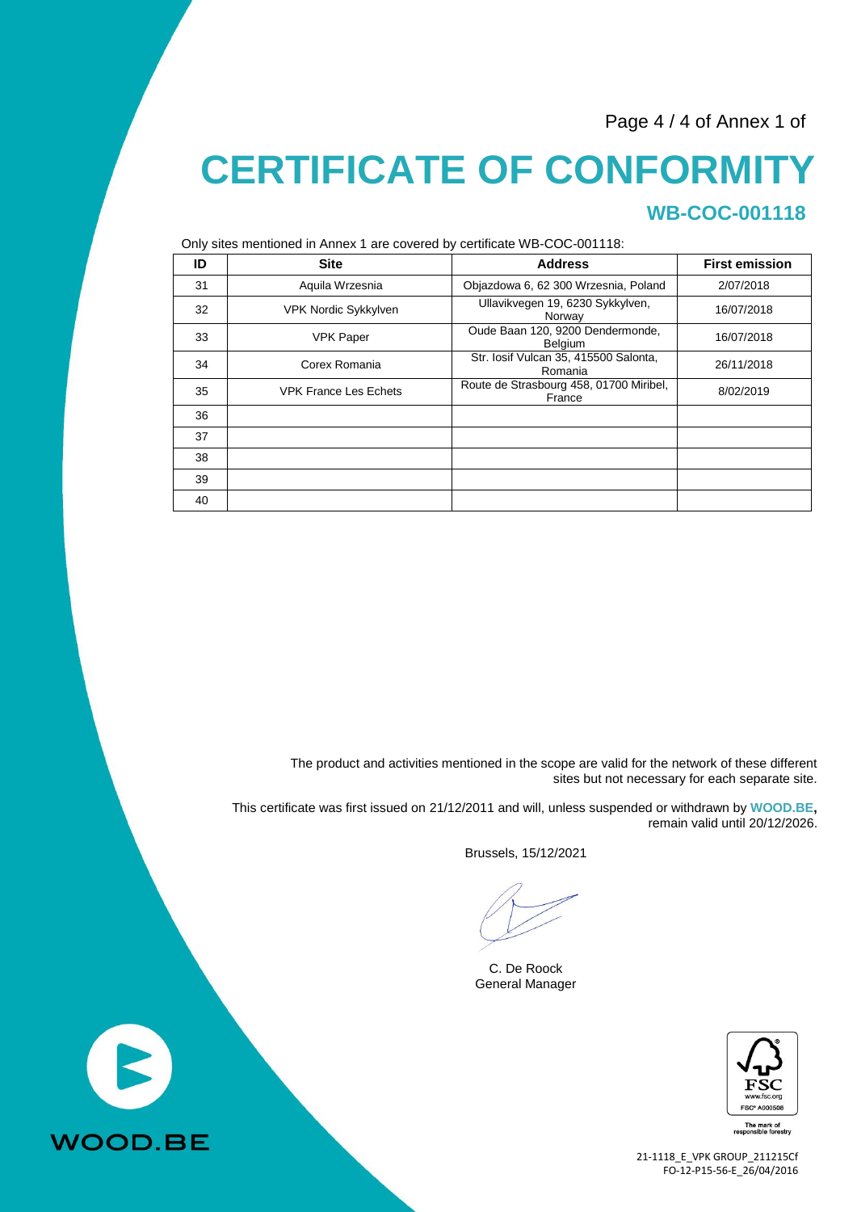Page 4 / 4 of Annex 1 of

# CERTIFICATE OF CONFORMITY

## WB-COC-001118

Only sites mentioned in Annex 1 are covered by certificate WB-COC-001118:

| ID | Site | Address | First emission |
|---|---|---|---|
| 31 | Aquila Wrzesnia | Objazdowa 6, 62 300 Wrzesnia, Poland | 2/07/2018 |
| 32 | VPK Nordic Sykkylven | Ullavikvegen 19, 6230 Sykkylven, Norway | 16/07/2018 |
| 33 | VPK Paper | Oude Baan 120, 9200 Dendermonde, Belgium | 16/07/2018 |
| 34 | Corex Romania | Str. Iosif Vulcan 35, 415500 Salonta, Romania | 26/11/2018 |
| 35 | VPK France Les Echets | Route de Strasbourg 458, 01700 Miribel, France | 8/02/2019 |
| 36 | | | |
| 37 | | | |
| 38 | | | |
| 39 | | | |
| 40 | | | |

The product and activities mentioned in the scope are valid for the network of these different sites but not necessary for each separate site.

This certificate was first issued on 21/12/2011 and will, unless suspended or withdrawn by **WOOD.BE**, remain valid until 20/12/2026.

Brussels, 15/12/2021

C. De Roock
General Manager

WOOD.BE

FSC
www.fsc.org
FSC® A000508
The mark of responsible forestry

21-1118_E_VPK GROUP_211215Cf
FO-12-P15-56-E_26/04/2016